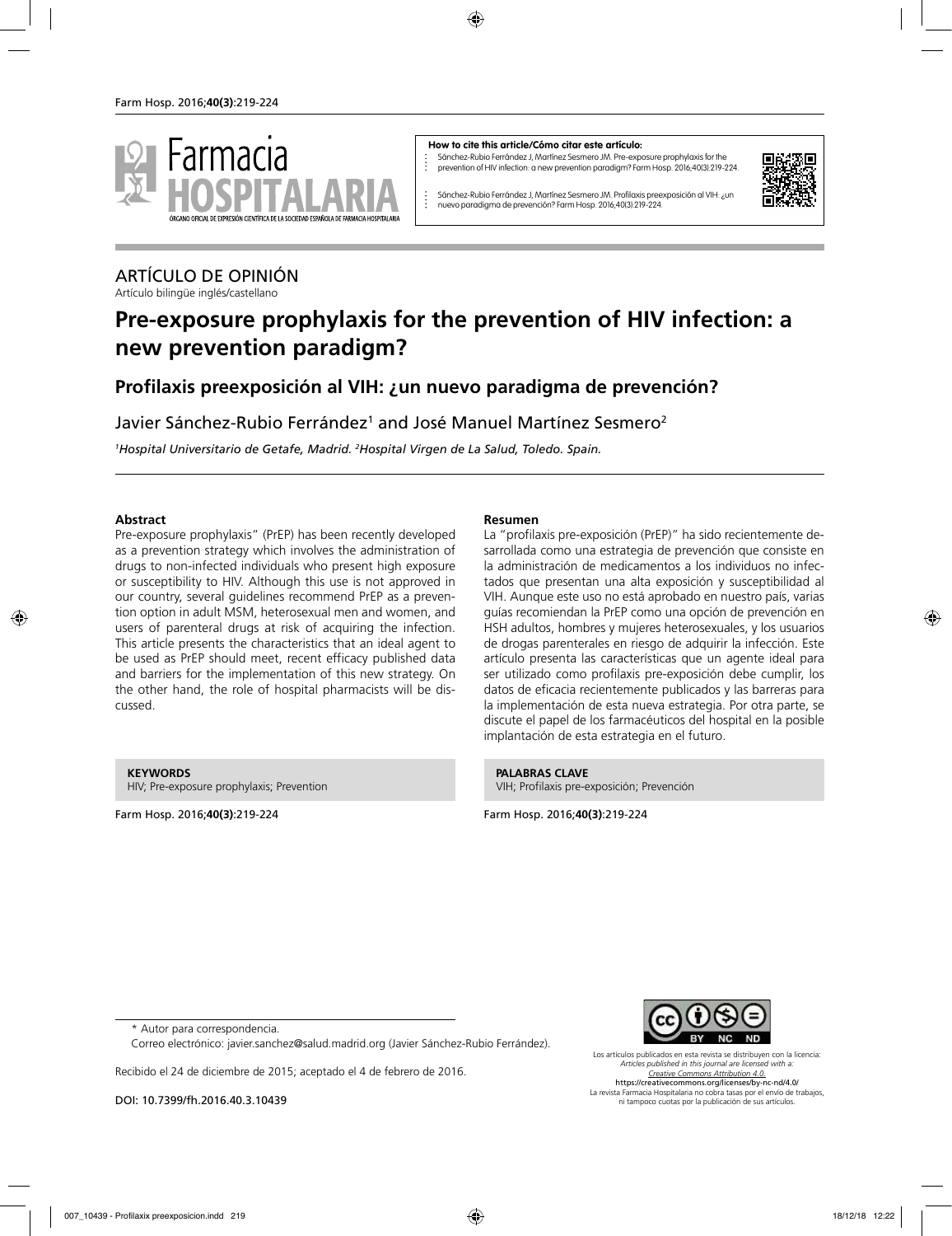**How to cite this article/Cómo citar este artículo:**

Sánchez-Rubio Ferrández J, Martínez Sesmero JM. Pre-exposure prophylaxis for the prevention of HIV infection: a new prevention paradigm? Farm Hosp. 2016;40(3):219-224.

Sánchez-Rubio Ferrández J, Martínez Sesmero JM. Profilaxis preexposición al VIH: ¿un nuevo paradigma de prevención? Farm Hosp. 2016;40(3):219-224.

ARTÍCULO DE OPINIÓN

Artículo bilingüe inglés/castellano

# Pre-exposure prophylaxis for the prevention of HIV infection: a new prevention paradigm?

## Profilaxis preexposición al VIH: ¿un nuevo paradigma de prevención?

Javier Sánchez-Rubio Ferrández[1] and José Manuel Martínez Sesmero[2]

[1]*Hospital Universitario de Getafe, Madrid.* [2]*Hospital Virgen de La Salud, Toledo. Spain.*

### Abstract

Pre-exposure prophylaxis" (PrEP) has been recently developed as a prevention strategy which involves the administration of drugs to non-infected individuals who present high exposure or susceptibility to HIV. Although this use is not approved in our country, several guidelines recommend PrEP as a prevention option in adult MSM, heterosexual men and women, and users of parenteral drugs at risk of acquiring the infection. This article presents the characteristics that an ideal agent to be used as PrEP should meet, recent efficacy published data and barriers for the implementation of this new strategy. On the other hand, the role of hospital pharmacists will be discussed.

**KEYWORDS**
HIV; Pre-exposure prophylaxis; Prevention

### Resumen

La "profilaxis pre-exposición (PrEP)" ha sido recientemente desarrollada como una estrategia de prevención que consiste en la administración de medicamentos a los individuos no infectados que presentan una alta exposición y susceptibilidad al VIH. Aunque este uso no está aprobado en nuestro país, varias guías recomiendan la PrEP como una opción de prevención en HSH adultos, hombres y mujeres heterosexuales, y los usuarios de drogas parenterales en riesgo de adquirir la infección. Este artículo presenta las características que un agente ideal para ser utilizado como profilaxis pre-exposición debe cumplir, los datos de eficacia recientemente publicados y las barreras para la implementación de esta nueva estrategia. Por otra parte, se discute el papel de los farmacéuticos del hospital en la posible implantación de esta estrategia en el futuro.

**PALABRAS CLAVE**
VIH; Profilaxis pre-exposición; Prevención

\* Autor para correspondencia.
Correo electrónico: javier.sanchez@salud.madrid.org (Javier Sánchez-Rubio Ferrández).

Recibido el 24 de diciembre de 2015; aceptado el 4 de febrero de 2016.

DOI: 10.7399/fh.2016.40.3.10439

Los artículos publicados en esta revista se distribuyen con la licencia: *Articles published in this journal are licensed with a: Creative Commons Attribution 4.0.* https://creativecommons.org/licenses/by-nc-nd/4.0/ La revista Farmacia Hospitalaria no cobra tasas por el envío de trabajos, ni tampoco cuotas por la publicación de sus artículos.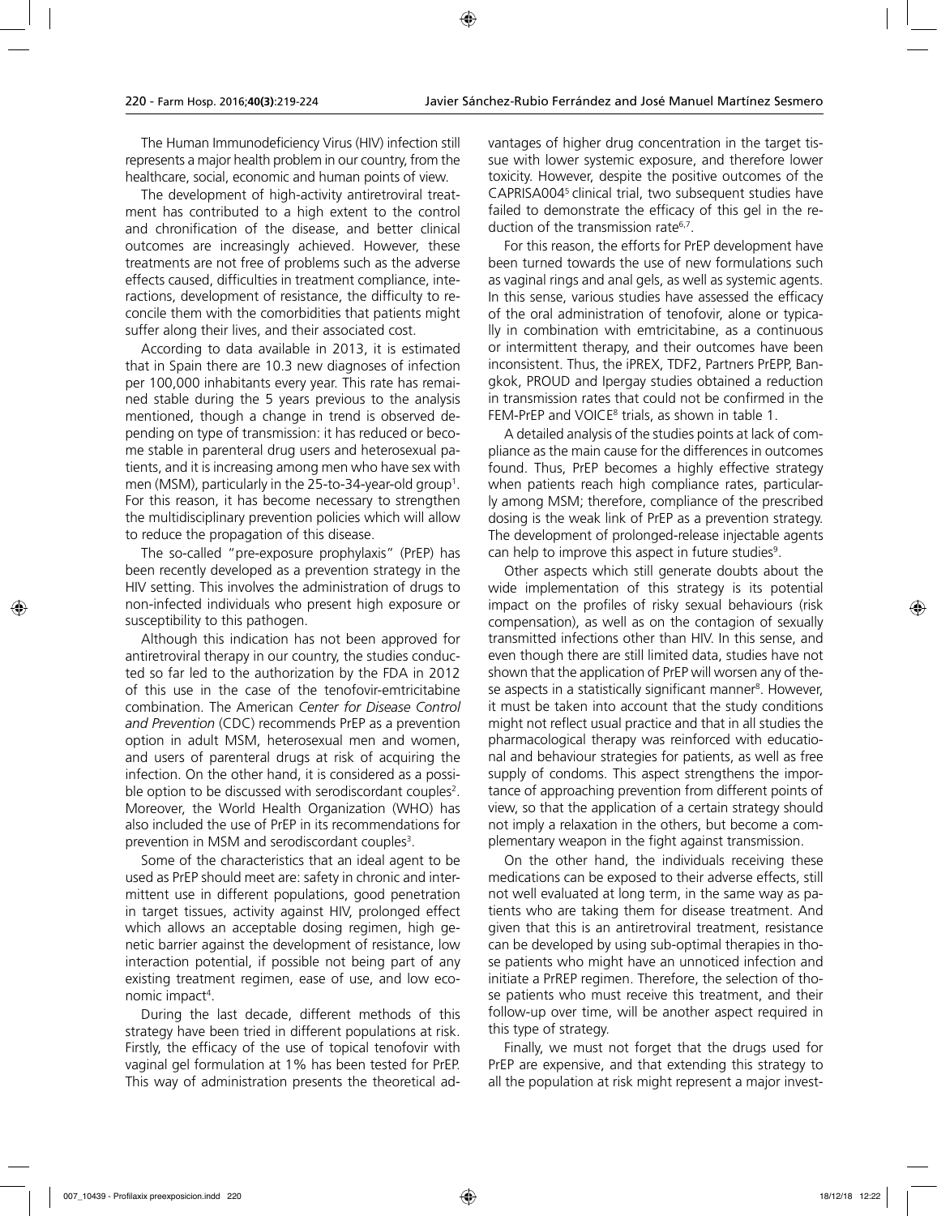The Human Immunodeficiency Virus (HIV) infection still represents a major health problem in our country, from the healthcare, social, economic and human points of view.

The development of high-activity antiretroviral treatment has contributed to a high extent to the control and chronification of the disease, and better clinical outcomes are increasingly achieved. However, these treatments are not free of problems such as the adverse effects caused, difficulties in treatment compliance, interactions, development of resistance, the difficulty to reconcile them with the comorbidities that patients might suffer along their lives, and their associated cost.

According to data available in 2013, it is estimated that in Spain there are 10.3 new diagnoses of infection per 100,000 inhabitants every year. This rate has remained stable during the 5 years previous to the analysis mentioned, though a change in trend is observed depending on type of transmission: it has reduced or become stable in parenteral drug users and heterosexual patients, and it is increasing among men who have sex with men (MSM), particularly in the 25-to-34-year-old group[1]. For this reason, it has become necessary to strengthen the multidisciplinary prevention policies which will allow to reduce the propagation of this disease.

The so-called "pre-exposure prophylaxis" (PrEP) has been recently developed as a prevention strategy in the HIV setting. This involves the administration of drugs to non-infected individuals who present high exposure or susceptibility to this pathogen.

Although this indication has not been approved for antiretroviral therapy in our country, the studies conducted so far led to the authorization by the FDA in 2012 of this use in the case of the tenofovir-emtricitabine combination. The American *Center for Disease Control and Prevention* (CDC) recommends PrEP as a prevention option in adult MSM, heterosexual men and women, and users of parenteral drugs at risk of acquiring the infection. On the other hand, it is considered as a possible option to be discussed with serodiscordant couples[2]. Moreover, the World Health Organization (WHO) has also included the use of PrEP in its recommendations for prevention in MSM and serodiscordant couples[3].

Some of the characteristics that an ideal agent to be used as PrEP should meet are: safety in chronic and intermittent use in different populations, good penetration in target tissues, activity against HIV, prolonged effect which allows an acceptable dosing regimen, high genetic barrier against the development of resistance, low interaction potential, if possible not being part of any existing treatment regimen, ease of use, and low economic impact[4].

During the last decade, different methods of this strategy have been tried in different populations at risk. Firstly, the efficacy of the use of topical tenofovir with vaginal gel formulation at 1% has been tested for PrEP. This way of administration presents the theoretical advantages of higher drug concentration in the target tissue with lower systemic exposure, and therefore lower toxicity. However, despite the positive outcomes of the CAPRISA004[5] clinical trial, two subsequent studies have failed to demonstrate the efficacy of this gel in the reduction of the transmission rate[6,7].

For this reason, the efforts for PrEP development have been turned towards the use of new formulations such as vaginal rings and anal gels, as well as systemic agents. In this sense, various studies have assessed the efficacy of the oral administration of tenofovir, alone or typically in combination with emtricitabine, as a continuous or intermittent therapy, and their outcomes have been inconsistent. Thus, the iPREX, TDF2, Partners PrEPP, Bangkok, PROUD and Ipergay studies obtained a reduction in transmission rates that could not be confirmed in the FEM-PrEP and VOICE[8] trials, as shown in table 1.

A detailed analysis of the studies points at lack of compliance as the main cause for the differences in outcomes found. Thus, PrEP becomes a highly effective strategy when patients reach high compliance rates, particularly among MSM; therefore, compliance of the prescribed dosing is the weak link of PrEP as a prevention strategy. The development of prolonged-release injectable agents can help to improve this aspect in future studies[9].

Other aspects which still generate doubts about the wide implementation of this strategy is its potential impact on the profiles of risky sexual behaviours (risk compensation), as well as on the contagion of sexually transmitted infections other than HIV. In this sense, and even though there are still limited data, studies have not shown that the application of PrEP will worsen any of these aspects in a statistically significant manner[8]. However, it must be taken into account that the study conditions might not reflect usual practice and that in all studies the pharmacological therapy was reinforced with educational and behaviour strategies for patients, as well as free supply of condoms. This aspect strengthens the importance of approaching prevention from different points of view, so that the application of a certain strategy should not imply a relaxation in the others, but become a complementary weapon in the fight against transmission.

On the other hand, the individuals receiving these medications can be exposed to their adverse effects, still not well evaluated at long term, in the same way as patients who are taking them for disease treatment. And given that this is an antiretroviral treatment, resistance can be developed by using sub-optimal therapies in those patients who might have an unnoticed infection and initiate a PrREP regimen. Therefore, the selection of those patients who must receive this treatment, and their follow-up over time, will be another aspect required in this type of strategy.

Finally, we must not forget that the drugs used for PrEP are expensive, and that extending this strategy to all the population at risk might represent a major invest-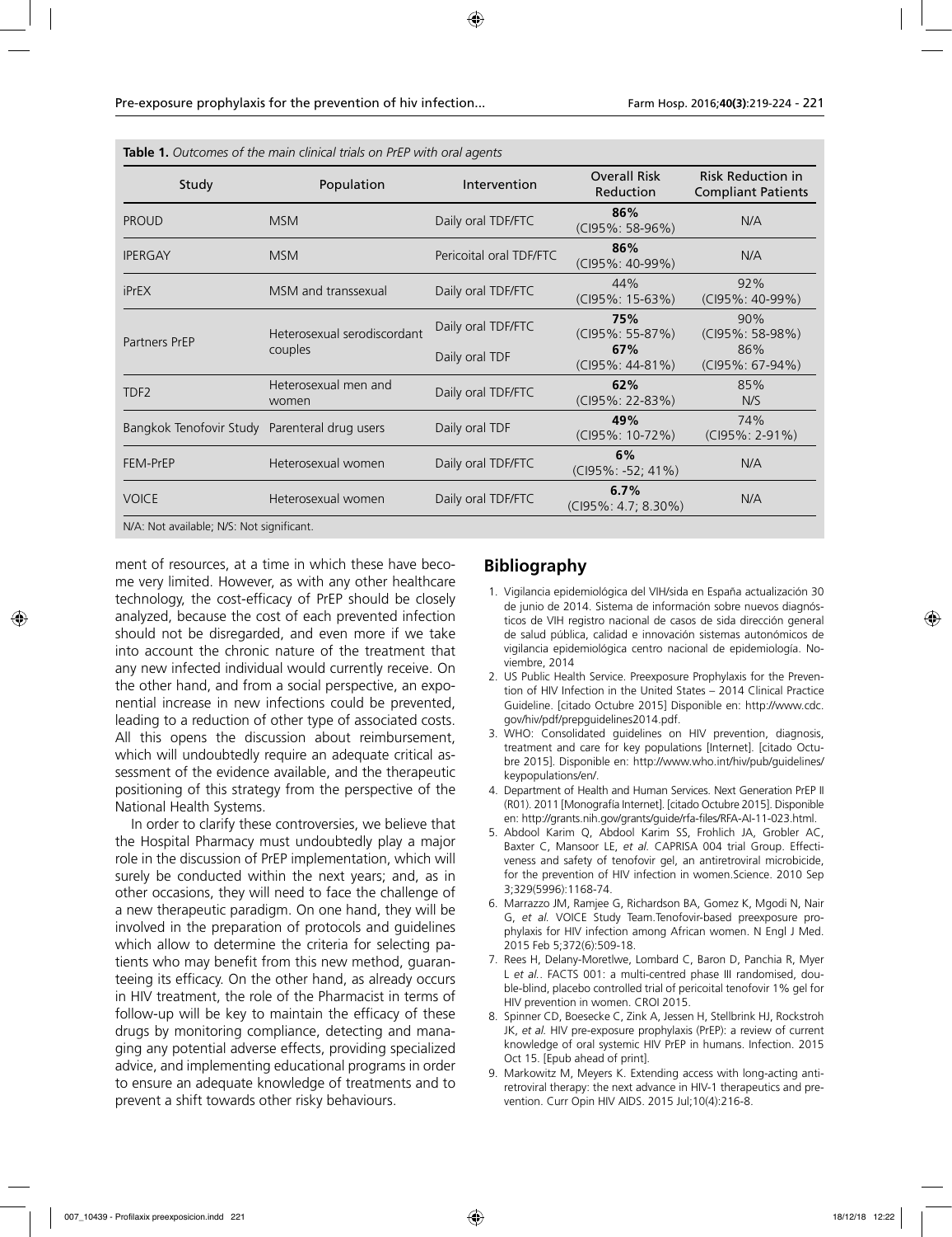**Table 1.** *Outcomes of the main clinical trials on PrEP with oral agents*

| Study | Population | Intervention | Overall Risk Reduction | Risk Reduction in Compliant Patients |
|---|---|---|---|---|
| PROUD | MSM | Daily oral TDF/FTC | **86%** (CI95%: 58-96%) | N/A |
| IPERGAY | MSM | Pericoital oral TDF/FTC | **86%** (CI95%: 40-99%) | N/A |
| iPrEX | MSM and transsexual | Daily oral TDF/FTC | 44% (CI95%: 15-63%) | 92% (CI95%: 40-99%) |
| Partners PrEP | Heterosexual serodiscordant couples | Daily oral TDF/FTC | **75%** (CI95%: 55-87%) | 90% (CI95%: 58-98%) |
| | | Daily oral TDF | **67%** (CI95%: 44-81%) | 86% (CI95%: 67-94%) |
| TDF2 | Heterosexual men and women | Daily oral TDF/FTC | **62%** (CI95%: 22-83%) | 85% N/S |
| Bangkok Tenofovir Study | Parenteral drug users | Daily oral TDF | **49%** (CI95%: 10-72%) | 74% (CI95%: 2-91%) |
| FEM-PrEP | Heterosexual women | Daily oral TDF/FTC | **6%** (CI95%: -52; 41%) | N/A |
| VOICE | Heterosexual women | Daily oral TDF/FTC | **6.7%** (CI95%: 4.7; 8.30%) | N/A |

N/A: Not available; N/S: Not significant.

ment of resources, at a time in which these have become very limited. However, as with any other healthcare technology, the cost-efficacy of PrEP should be closely analyzed, because the cost of each prevented infection should not be disregarded, and even more if we take into account the chronic nature of the treatment that any new infected individual would currently receive. On the other hand, and from a social perspective, an exponential increase in new infections could be prevented, leading to a reduction of other type of associated costs. All this opens the discussion about reimbursement, which will undoubtedly require an adequate critical assessment of the evidence available, and the therapeutic positioning of this strategy from the perspective of the National Health Systems.

In order to clarify these controversies, we believe that the Hospital Pharmacy must undoubtedly play a major role in the discussion of PrEP implementation, which will surely be conducted within the next years; and, as in other occasions, they will need to face the challenge of a new therapeutic paradigm. On one hand, they will be involved in the preparation of protocols and guidelines which allow to determine the criteria for selecting patients who may benefit from this new method, guaranteeing its efficacy. On the other hand, as already occurs in HIV treatment, the role of the Pharmacist in terms of follow-up will be key to maintain the efficacy of these drugs by monitoring compliance, detecting and managing any potential adverse effects, providing specialized advice, and implementing educational programs in order to ensure an adequate knowledge of treatments and to prevent a shift towards other risky behaviours.

## Bibliography

1. Vigilancia epidemiológica del VIH/sida en España actualización 30 de junio de 2014. Sistema de información sobre nuevos diagnósticos de VIH registro nacional de casos de sida dirección general de salud pública, calidad e innovación sistemas autonómicos de vigilancia epidemiológica centro nacional de epidemiología. Noviembre, 2014
2. US Public Health Service. Preexposure Prophylaxis for the Prevention of HIV Infection in the United States – 2014 Clinical Practice Guideline. [citado Octubre 2015] Disponible en: http://www.cdc.gov/hiv/pdf/prepguidelines2014.pdf.
3. WHO: Consolidated guidelines on HIV prevention, diagnosis, treatment and care for key populations [Internet]. [citado Octubre 2015]. Disponible en: http://www.who.int/hiv/pub/guidelines/keypopulations/en/.
4. Department of Health and Human Services. Next Generation PrEP II (R01). 2011 [Monografía Internet]. [citado Octubre 2015]. Disponible en: http://grants.nih.gov/grants/guide/rfa-files/RFA-AI-11-023.html.
5. Abdool Karim Q, Abdool Karim SS, Frohlich JA, Grobler AC, Baxter C, Mansoor LE, *et al.* CAPRISA 004 trial Group. Effectiveness and safety of tenofovir gel, an antiretroviral microbicide, for the prevention of HIV infection in women.Science. 2010 Sep 3;329(5996):1168-74.
6. Marrazzo JM, Ramjee G, Richardson BA, Gomez K, Mgodi N, Nair G, *et al.* VOICE Study Team.Tenofovir-based preexposure prophylaxis for HIV infection among African women. N Engl J Med. 2015 Feb 5;372(6):509-18.
7. Rees H, Delany-Moretlwe, Lombard C, Baron D, Panchia R, Myer L *et al.*. FACTS 001: a multi-centred phase III randomised, double-blind, placebo controlled trial of pericoital tenofovir 1% gel for HIV prevention in women. CROI 2015.
8. Spinner CD, Boesecke C, Zink A, Jessen H, Stellbrink HJ, Rockstroh JK, *et al.* HIV pre-exposure prophylaxis (PrEP): a review of current knowledge of oral systemic HIV PrEP in humans. Infection. 2015 Oct 15. [Epub ahead of print].
9. Markowitz M, Meyers K. Extending access with long-acting antiretroviral therapy: the next advance in HIV-1 therapeutics and prevention. Curr Opin HIV AIDS. 2015 Jul;10(4):216-8.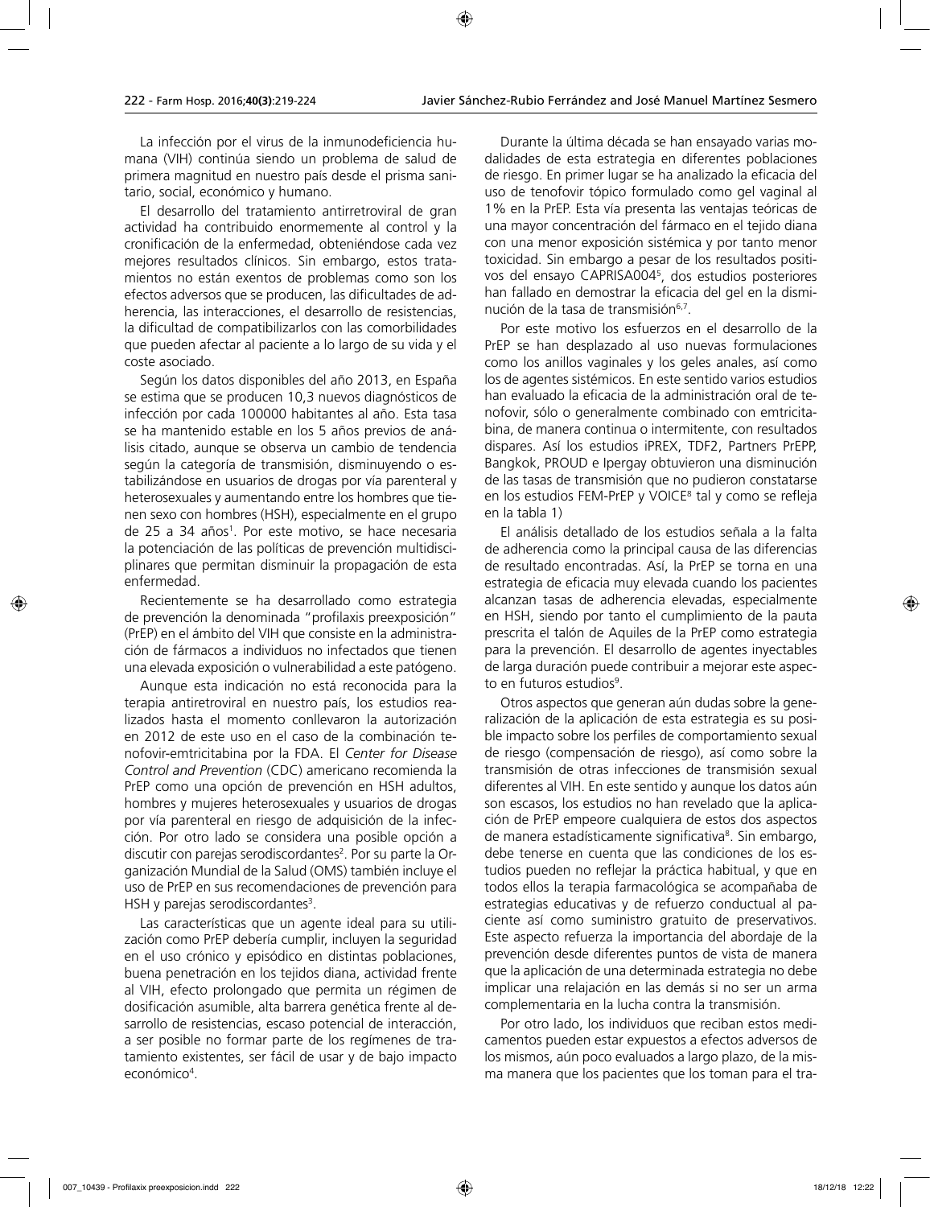La infección por el virus de la inmunodeficiencia humana (VIH) continúa siendo un problema de salud de primera magnitud en nuestro país desde el prisma sanitario, social, económico y humano.

El desarrollo del tratamiento antirretroviral de gran actividad ha contribuido enormemente al control y la cronificación de la enfermedad, obteniéndose cada vez mejores resultados clínicos. Sin embargo, estos tratamientos no están exentos de problemas como son los efectos adversos que se producen, las dificultades de adherencia, las interacciones, el desarrollo de resistencias, la dificultad de compatibilizarlos con las comorbilidades que pueden afectar al paciente a lo largo de su vida y el coste asociado.

Según los datos disponibles del año 2013, en España se estima que se producen 10,3 nuevos diagnósticos de infección por cada 100000 habitantes al año. Esta tasa se ha mantenido estable en los 5 años previos de análisis citado, aunque se observa un cambio de tendencia según la categoría de transmisión, disminuyendo o estabilizándose en usuarios de drogas por vía parenteral y heterosexuales y aumentando entre los hombres que tienen sexo con hombres (HSH), especialmente en el grupo de 25 a 34 años[1]. Por este motivo, se hace necesaria la potenciación de las políticas de prevención multidisciplinares que permitan disminuir la propagación de esta enfermedad.

Recientemente se ha desarrollado como estrategia de prevención la denominada "profilaxis preexposición" (PrEP) en el ámbito del VIH que consiste en la administración de fármacos a individuos no infectados que tienen una elevada exposición o vulnerabilidad a este patógeno.

Aunque esta indicación no está reconocida para la terapia antiretroviral en nuestro país, los estudios realizados hasta el momento conllevaron la autorización en 2012 de este uso en el caso de la combinación tenofovir-emtricitabina por la FDA. El *Center for Disease Control and Prevention* (CDC) americano recomienda la PrEP como una opción de prevención en HSH adultos, hombres y mujeres heterosexuales y usuarios de drogas por vía parenteral en riesgo de adquisición de la infección. Por otro lado se considera una posible opción a discutir con parejas serodiscordantes[2]. Por su parte la Organización Mundial de la Salud (OMS) también incluye el uso de PrEP en sus recomendaciones de prevención para HSH y parejas serodiscordantes[3].

Las características que un agente ideal para su utilización como PrEP debería cumplir, incluyen la seguridad en el uso crónico y episódico en distintas poblaciones, buena penetración en los tejidos diana, actividad frente al VIH, efecto prolongado que permita un régimen de dosificación asumible, alta barrera genética frente al desarrollo de resistencias, escaso potencial de interacción, a ser posible no formar parte de los regímenes de tratamiento existentes, ser fácil de usar y de bajo impacto económico[4].

Durante la última década se han ensayado varias modalidades de esta estrategia en diferentes poblaciones de riesgo. En primer lugar se ha analizado la eficacia del uso de tenofovir tópico formulado como gel vaginal al 1% en la PrEP. Esta vía presenta las ventajas teóricas de una mayor concentración del fármaco en el tejido diana con una menor exposición sistémica y por tanto menor toxicidad. Sin embargo a pesar de los resultados positivos del ensayo CAPRISA004[5], dos estudios posteriores han fallado en demostrar la eficacia del gel en la disminución de la tasa de transmisión[6,7].

Por este motivo los esfuerzos en el desarrollo de la PrEP se han desplazado al uso nuevas formulaciones como los anillos vaginales y los geles anales, así como los de agentes sistémicos. En este sentido varios estudios han evaluado la eficacia de la administración oral de tenofovir, sólo o generalmente combinado con emtricitabina, de manera continua o intermitente, con resultados dispares. Así los estudios iPREX, TDF2, Partners PrEPP, Bangkok, PROUD e Ipergay obtuvieron una disminución de las tasas de transmisión que no pudieron constatarse en los estudios FEM-PrEP y VOICE[8] tal y como se refleja en la tabla 1)

El análisis detallado de los estudios señala a la falta de adherencia como la principal causa de las diferencias de resultado encontradas. Así, la PrEP se torna en una estrategia de eficacia muy elevada cuando los pacientes alcanzan tasas de adherencia elevadas, especialmente en HSH, siendo por tanto el cumplimiento de la pauta prescrita el talón de Aquiles de la PrEP como estrategia para la prevención. El desarrollo de agentes inyectables de larga duración puede contribuir a mejorar este aspecto en futuros estudios[9].

Otros aspectos que generan aún dudas sobre la generalización de la aplicación de esta estrategia es su posible impacto sobre los perfiles de comportamiento sexual de riesgo (compensación de riesgo), así como sobre la transmisión de otras infecciones de transmisión sexual diferentes al VIH. En este sentido y aunque los datos aún son escasos, los estudios no han revelado que la aplicación de PrEP empeore cualquiera de estos dos aspectos de manera estadísticamente significativa[8]. Sin embargo, debe tenerse en cuenta que las condiciones de los estudios pueden no reflejar la práctica habitual, y que en todos ellos la terapia farmacológica se acompañaba de estrategias educativas y de refuerzo conductual al paciente así como suministro gratuito de preservativos. Este aspecto refuerza la importancia del abordaje de la prevención desde diferentes puntos de vista de manera que la aplicación de una determinada estrategia no debe implicar una relajación en las demás si no ser un arma complementaria en la lucha contra la transmisión.

Por otro lado, los individuos que reciban estos medicamentos pueden estar expuestos a efectos adversos de los mismos, aún poco evaluados a largo plazo, de la misma manera que los pacientes que los toman para el tra-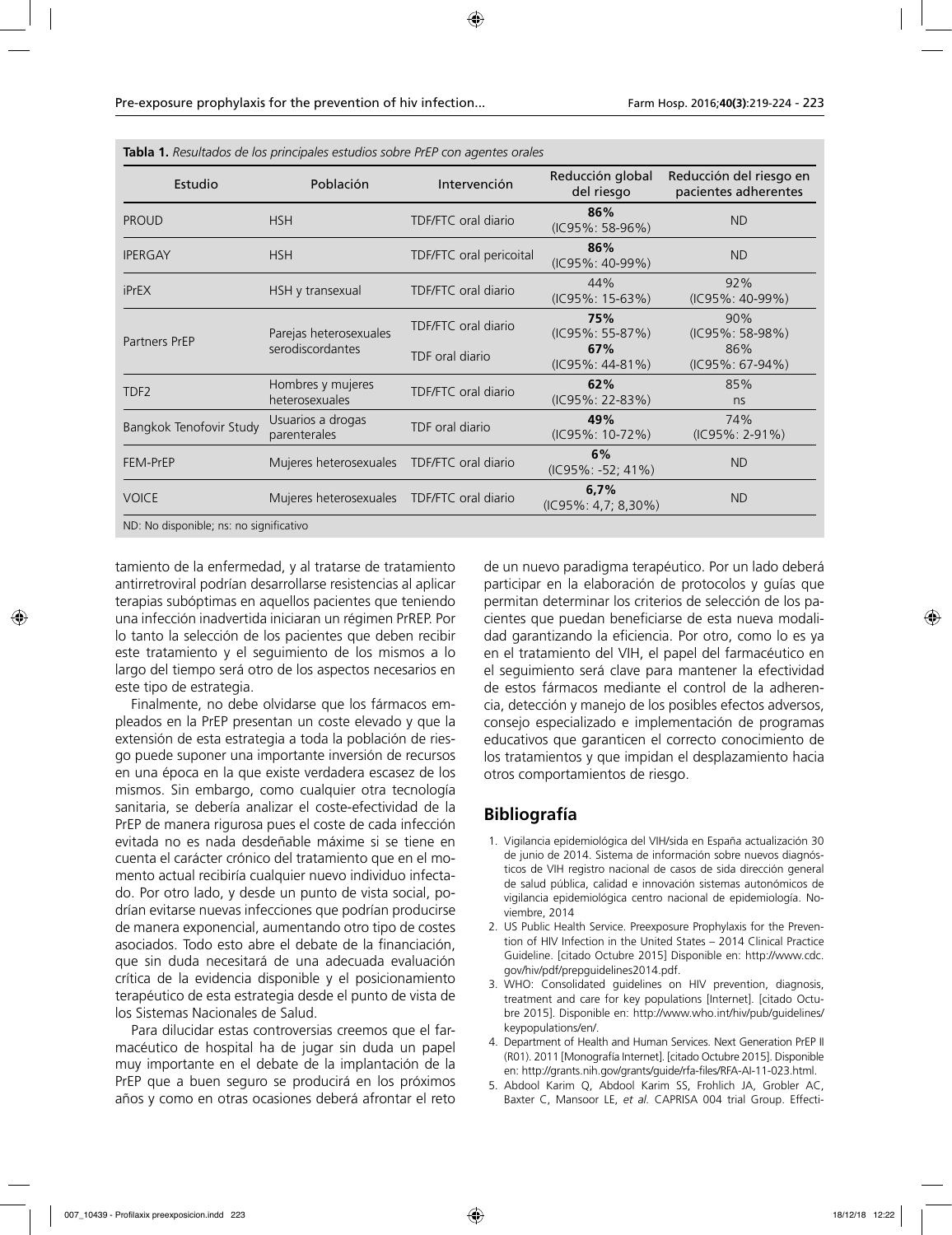**Tabla 1.** *Resultados de los principales estudios sobre PrEP con agentes orales*

| Estudio | Población | Intervención | Reducción global del riesgo | Reducción del riesgo en pacientes adherentes |
|---|---|---|---|---|
| PROUD | HSH | TDF/FTC oral diario | **86%** (IC95%: 58-96%) | ND |
| IPERGAY | HSH | TDF/FTC oral pericoital | **86%** (IC95%: 40-99%) | ND |
| iPrEX | HSH y transexual | TDF/FTC oral diario | 44% (IC95%: 15-63%) | 92% (IC95%: 40-99%) |
| Partners PrEP | Parejas heterosexuales serodiscordantes | TDF/FTC oral diario | **75%** (IC95%: 55-87%) | 90% (IC95%: 58-98%) |
| | | TDF oral diario | **67%** (IC95%: 44-81%) | 86% (IC95%: 67-94%) |
| TDF2 | Hombres y mujeres heterosexuales | TDF/FTC oral diario | **62%** (IC95%: 22-83%) | 85% ns |
| Bangkok Tenofovir Study | Usuarios a drogas parenterales | TDF oral diario | **49%** (IC95%: 10-72%) | 74% (IC95%: 2-91%) |
| FEM-PrEP | Mujeres heterosexuales | TDF/FTC oral diario | **6%** (IC95%: -52; 41%) | ND |
| VOICE | Mujeres heterosexuales | TDF/FTC oral diario | **6,7%** (IC95%: 4,7; 8,30%) | ND |

ND: No disponible; ns: no significativo

tamiento de la enfermedad, y al tratarse de tratamiento antirretroviral podrían desarrollarse resistencias al aplicar terapias subóptimas en aquellos pacientes que teniendo una infección inadvertida iniciaran un régimen PrREP. Por lo tanto la selección de los pacientes que deben recibir este tratamiento y el seguimiento de los mismos a lo largo del tiempo será otro de los aspectos necesarios en este tipo de estrategia.

Finalmente, no debe olvidarse que los fármacos empleados en la PrEP presentan un coste elevado y que la extensión de esta estrategia a toda la población de riesgo puede suponer una importante inversión de recursos en una época en la que existe verdadera escasez de los mismos. Sin embargo, como cualquier otra tecnología sanitaria, se debería analizar el coste-efectividad de la PrEP de manera rigurosa pues el coste de cada infección evitada no es nada desdeñable máxime si se tiene en cuenta el carácter crónico del tratamiento que en el momento actual recibiría cualquier nuevo individuo infectado. Por otro lado, y desde un punto de vista social, podrían evitarse nuevas infecciones que podrían producirse de manera exponencial, aumentando otro tipo de costes asociados. Todo esto abre el debate de la financiación, que sin duda necesitará de una adecuada evaluación crítica de la evidencia disponible y el posicionamiento terapéutico de esta estrategia desde el punto de vista de los Sistemas Nacionales de Salud.

Para dilucidar estas controversias creemos que el farmacéutico de hospital ha de jugar sin duda un papel muy importante en el debate de la implantación de la PrEP que a buen seguro se producirá en los próximos años y como en otras ocasiones deberá afrontar el reto de un nuevo paradigma terapéutico. Por un lado deberá participar en la elaboración de protocolos y guías que permitan determinar los criterios de selección de los pacientes que puedan beneficiarse de esta nueva modalidad garantizando la eficiencia. Por otro, como lo es ya en el tratamiento del VIH, el papel del farmacéutico en el seguimiento será clave para mantener la efectividad de estos fármacos mediante el control de la adherencia, detección y manejo de los posibles efectos adversos, consejo especializado e implementación de programas educativos que garanticen el correcto conocimiento de los tratamientos y que impidan el desplazamiento hacia otros comportamientos de riesgo.

## Bibliografía

1. Vigilancia epidemiológica del VIH/sida en España actualización 30 de junio de 2014. Sistema de información sobre nuevos diagnósticos de VIH registro nacional de casos de sida dirección general de salud pública, calidad e innovación sistemas autonómicos de vigilancia epidemiológica centro nacional de epidemiología. Noviembre, 2014
2. US Public Health Service. Preexposure Prophylaxis for the Prevention of HIV Infection in the United States – 2014 Clinical Practice Guideline. [citado Octubre 2015] Disponible en: http://www.cdc.gov/hiv/pdf/prepguidelines2014.pdf.
3. WHO: Consolidated guidelines on HIV prevention, diagnosis, treatment and care for key populations [Internet]. [citado Octubre 2015]. Disponible en: http://www.who.int/hiv/pub/guidelines/keypopulations/en/.
4. Department of Health and Human Services. Next Generation PrEP II (R01). 2011 [Monografía Internet]. [citado Octubre 2015]. Disponible en: http://grants.nih.gov/grants/guide/rfa-files/RFA-AI-11-023.html.
5. Abdool Karim Q, Abdool Karim SS, Frohlich JA, Grobler AC, Baxter C, Mansoor LE, *et al.* CAPRISA 004 trial Group. Effecti-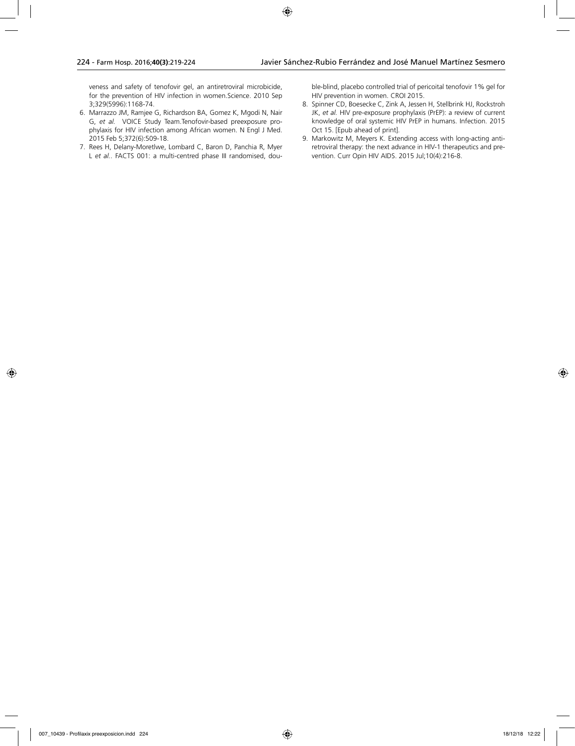veness and safety of tenofovir gel, an antiretroviral microbicide, for the prevention of HIV infection in women.Science. 2010 Sep 3;329(5996):1168-74.

6. Marrazzo JM, Ramjee G, Richardson BA, Gomez K, Mgodi N, Nair G, *et al.* VOICE Study Team.Tenofovir-based preexposure prophylaxis for HIV infection among African women. N Engl J Med. 2015 Feb 5;372(6):509-18.
7. Rees H, Delany-Moretlwe, Lombard C, Baron D, Panchia R, Myer L *et al.*. FACTS 001: a multi-centred phase III randomised, double-blind, placebo controlled trial of pericoital tenofovir 1% gel for HIV prevention in women. CROI 2015.
8. Spinner CD, Boesecke C, Zink A, Jessen H, Stellbrink HJ, Rockstroh JK, *et al.* HIV pre-exposure prophylaxis (PrEP): a review of current knowledge of oral systemic HIV PrEP in humans. Infection. 2015 Oct 15. [Epub ahead of print].
9. Markowitz M, Meyers K. Extending access with long-acting antiretroviral therapy: the next advance in HIV-1 therapeutics and prevention. Curr Opin HIV AIDS. 2015 Jul;10(4):216-8.